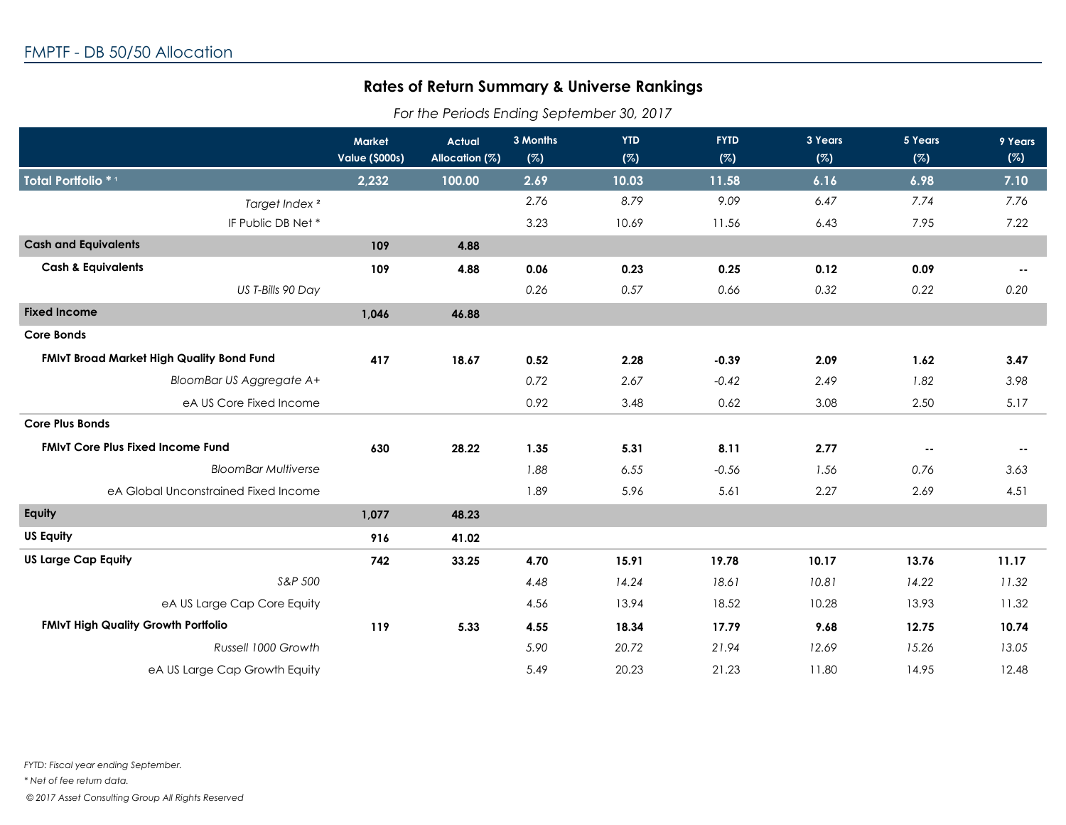FMPTF - DB 50/50 Allocation

## Rates of Return Summary & Universe Rankings

*For the Periods Ending September 30, 2017*

| | Market Value ($000s) | Actual Allocation (%) | 3 Months (%) | YTD (%) | FYTD (%) | 3 Years (%) | 5 Years (%) | 9 Years (%) |
|---|---|---|---|---|---|---|---|---|
| **Total Portfolio * [1]** | **2,232** | **100.00** | **2.69** | **10.03** | **11.58** | **6.16** | **6.98** | **7.10** |
| *Target Index [2]* | | | *2.76* | *8.79* | *9.09* | *6.47* | *7.74* | *7.76* |
| IF Public DB Net * | | | 3.23 | 10.69 | 11.56 | 6.43 | 7.95 | 7.22 |
| **Cash and Equivalents** | **109** | **4.88** | | | | | | |
| **Cash & Equivalents** | **109** | **4.88** | **0.06** | **0.23** | **0.25** | **0.12** | **0.09** | **--** |
| *US T-Bills 90 Day* | | | *0.26* | *0.57* | *0.66* | *0.32* | *0.22* | *0.20* |
| **Fixed Income** | **1,046** | **46.88** | | | | | | |
| **Core Bonds** | | | | | | | | |
| **FMIvT Broad Market High Quality Bond Fund** | **417** | **18.67** | **0.52** | **2.28** | **-0.39** | **2.09** | **1.62** | **3.47** |
| *BloomBar US Aggregate A+* | | | *0.72* | *2.67* | *-0.42* | *2.49* | *1.82* | *3.98* |
| eA US Core Fixed Income | | | 0.92 | 3.48 | 0.62 | 3.08 | 2.50 | 5.17 |
| **Core Plus Bonds** | | | | | | | | |
| **FMIvT Core Plus Fixed Income Fund** | **630** | **28.22** | **1.35** | **5.31** | **8.11** | **2.77** | **--** | **--** |
| *BloomBar Multiverse* | | | *1.88* | *6.55* | *-0.56* | *1.56* | *0.76* | *3.63* |
| eA Global Unconstrained Fixed Income | | | 1.89 | 5.96 | 5.61 | 2.27 | 2.69 | 4.51 |
| **Equity** | **1,077** | **48.23** | | | | | | |
| **US Equity** | **916** | **41.02** | | | | | | |
| **US Large Cap Equity** | **742** | **33.25** | **4.70** | **15.91** | **19.78** | **10.17** | **13.76** | **11.17** |
| *S&P 500* | | | *4.48* | *14.24* | *18.61* | *10.81* | *14.22* | *11.32* |
| eA US Large Cap Core Equity | | | 4.56 | 13.94 | 18.52 | 10.28 | 13.93 | 11.32 |
| **FMIvT High Quality Growth Portfolio** | **119** | **5.33** | **4.55** | **18.34** | **17.79** | **9.68** | **12.75** | **10.74** |
| *Russell 1000 Growth* | | | *5.90* | *20.72* | *21.94* | *12.69* | *15.26* | *13.05* |
| eA US Large Cap Growth Equity | | | 5.49 | 20.23 | 21.23 | 11.80 | 14.95 | 12.48 |

*FYTD: Fiscal year ending September.*

*\* Net of fee return data.*

*© 2017 Asset Consulting Group All Rights Reserved*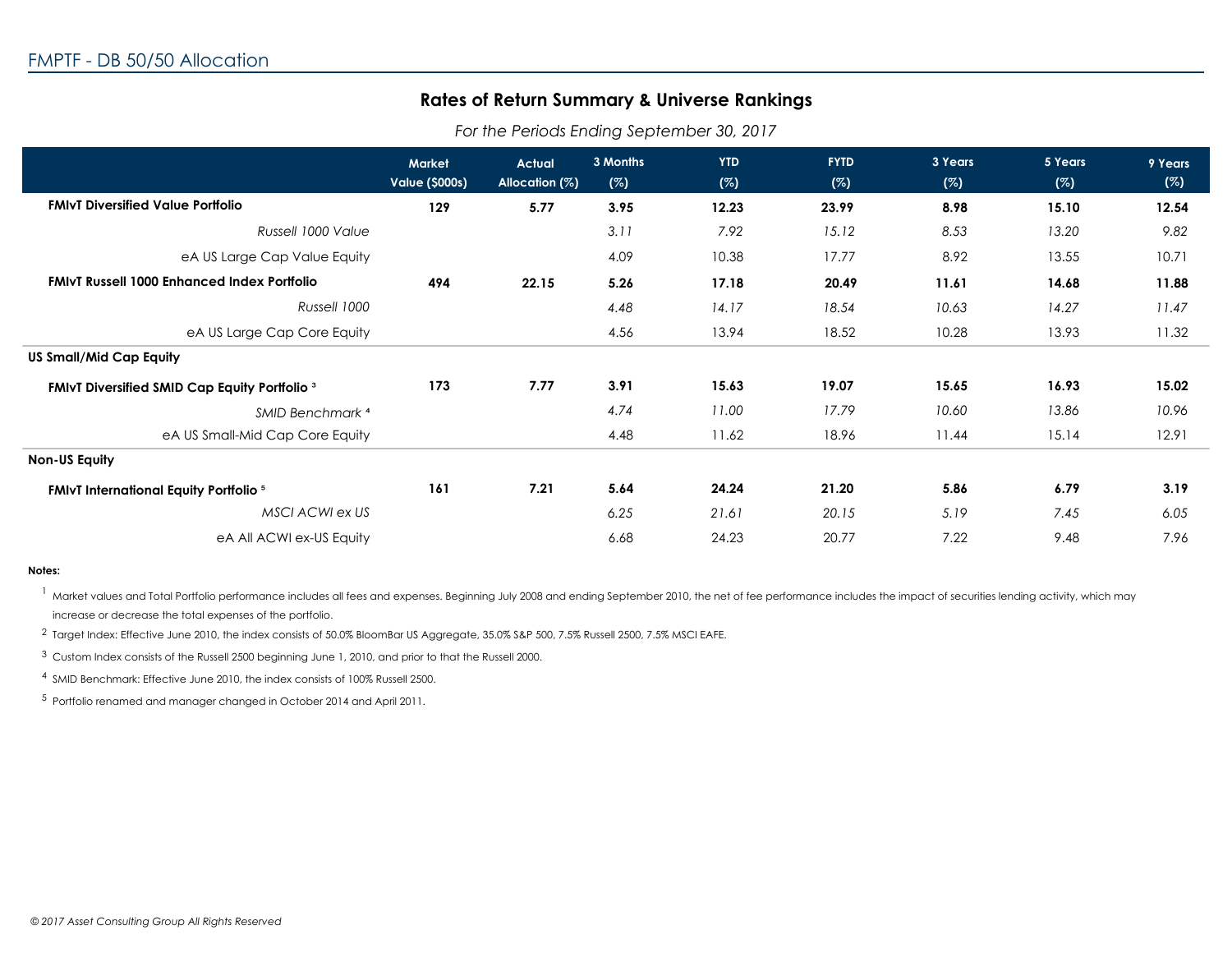## FMPTF - DB 50/50 Allocation

### Rates of Return Summary & Universe Rankings

*For the Periods Ending September 30, 2017*

| | Market Value ($000s) | Actual Allocation (%) | 3 Months (%) | YTD (%) | FYTD (%) | 3 Years (%) | 5 Years (%) | 9 Years (%) |
|---|---|---|---|---|---|---|---|---|
| **FMIvT Diversified Value Portfolio** | **129** | **5.77** | **3.95** | **12.23** | **23.99** | **8.98** | **15.10** | **12.54** |
| *Russell 1000 Value* | | | *3.11* | *7.92* | *15.12* | *8.53* | *13.20* | *9.82* |
| eA US Large Cap Value Equity | | | 4.09 | 10.38 | 17.77 | 8.92 | 13.55 | 10.71 |
| **FMIvT Russell 1000 Enhanced Index Portfolio** | **494** | **22.15** | **5.26** | **17.18** | **20.49** | **11.61** | **14.68** | **11.88** |
| *Russell 1000* | | | *4.48* | *14.17* | *18.54* | *10.63* | *14.27* | *11.47* |
| eA US Large Cap Core Equity | | | 4.56 | 13.94 | 18.52 | 10.28 | 13.93 | 11.32 |
| **US Small/Mid Cap Equity** | | | | | | | | |
| **FMIvT Diversified SMID Cap Equity Portfolio [3]** | **173** | **7.77** | **3.91** | **15.63** | **19.07** | **15.65** | **16.93** | **15.02** |
| *SMID Benchmark [4]* | | | *4.74* | *11.00* | *17.79* | *10.60* | *13.86* | *10.96* |
| eA US Small-Mid Cap Core Equity | | | 4.48 | 11.62 | 18.96 | 11.44 | 15.14 | 12.91 |
| **Non-US Equity** | | | | | | | | |
| **FMIvT International Equity Portfolio [5]** | **161** | **7.21** | **5.64** | **24.24** | **21.20** | **5.86** | **6.79** | **3.19** |
| *MSCI ACWI ex US* | | | *6.25* | *21.61* | *20.15* | *5.19* | *7.45* | *6.05* |
| eA All ACWI ex-US Equity | | | 6.68 | 24.23 | 20.77 | 7.22 | 9.48 | 7.96 |

**Notes:**

[1] Market values and Total Portfolio performance includes all fees and expenses. Beginning July 2008 and ending September 2010, the net of fee performance includes the impact of securities lending activity, which may increase or decrease the total expenses of the portfolio.

[2] Target Index: Effective June 2010, the index consists of 50.0% BloomBar US Aggregate, 35.0% S&P 500, 7.5% Russell 2500, 7.5% MSCI EAFE.

[3] Custom Index consists of the Russell 2500 beginning June 1, 2010, and prior to that the Russell 2000.

[4] SMID Benchmark: Effective June 2010, the index consists of 100% Russell 2500.

[5] Portfolio renamed and manager changed in October 2014 and April 2011.

*© 2017 Asset Consulting Group All Rights Reserved*